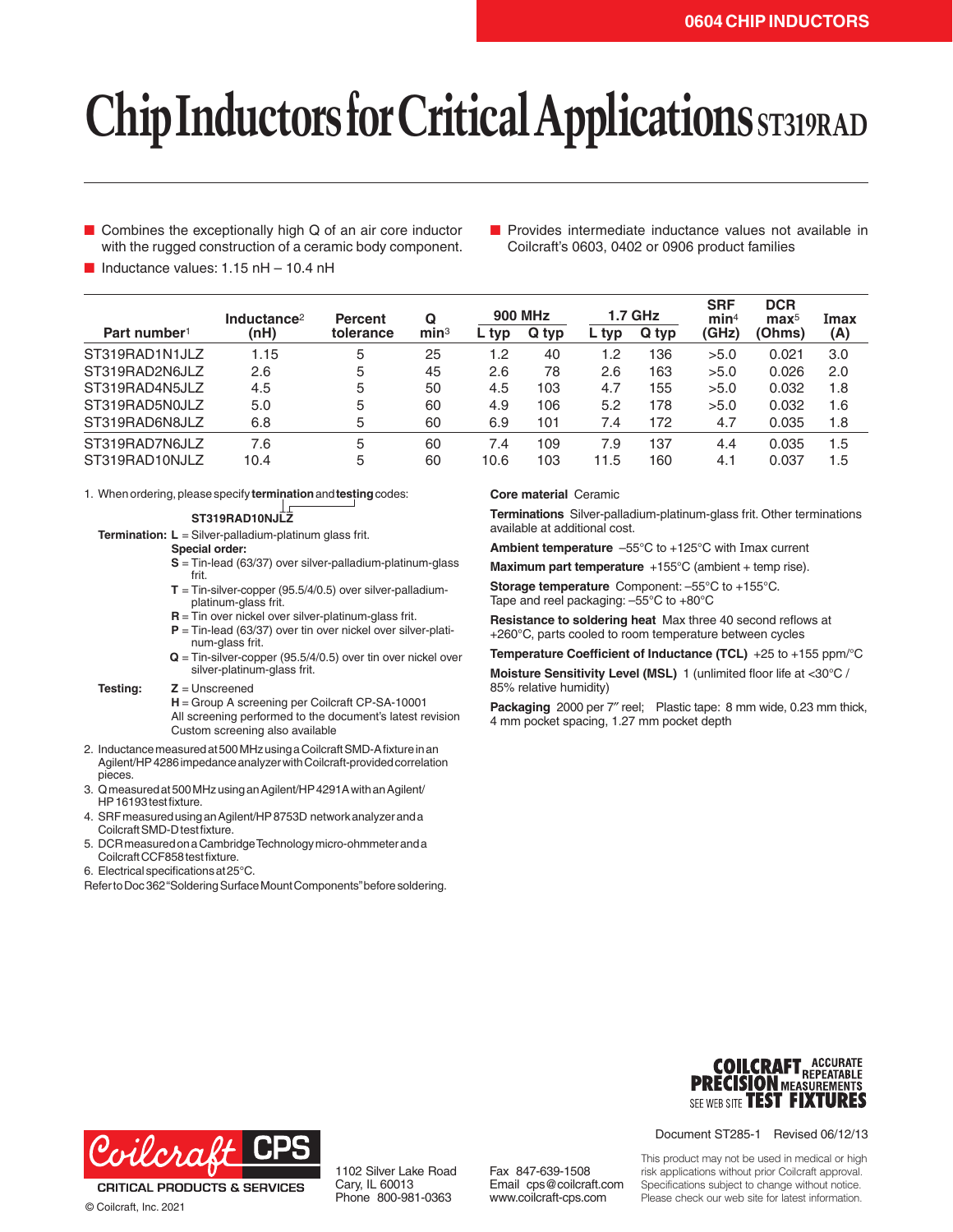# Chip Inductors for Critical Applications ST319RAD

- Combines the exceptionally high Q of an air core inductor with the rugged construction of a ceramic body component.
- Inductance values: 1.15 nH – 10.4 nH
- Provides intermediate inductance values not available in Coilcraft's 0603, 0402 or 0906 product families

| Part number[1] | Inductance[2] (nH) | Percent tolerance | Q min[3] | 900 MHz L typ | 900 MHz Q typ | 1.7 GHz L typ | 1.7 GHz Q typ | SRF min[4] (GHz) | DCR max[5] (Ohms) | Imax (A) |
|---|---|---|---|---|---|---|---|---|---|---|
| ST319RAD1N1JLZ | 1.15 | 5 | 25 | 1.2 | 40 | 1.2 | 136 | >5.0 | 0.021 | 3.0 |
| ST319RAD2N6JLZ | 2.6 | 5 | 45 | 2.6 | 78 | 2.6 | 163 | >5.0 | 0.026 | 2.0 |
| ST319RAD4N5JLZ | 4.5 | 5 | 50 | 4.5 | 103 | 4.7 | 155 | >5.0 | 0.032 | 1.8 |
| ST319RAD5N0JLZ | 5.0 | 5 | 60 | 4.9 | 106 | 5.2 | 178 | >5.0 | 0.032 | 1.6 |
| ST319RAD6N8JLZ | 6.8 | 5 | 60 | 6.9 | 101 | 7.4 | 172 | 4.7 | 0.035 | 1.8 |
| ST319RAD7N6JLZ | 7.6 | 5 | 60 | 7.4 | 109 | 7.9 | 137 | 4.4 | 0.035 | 1.5 |
| ST319RAD10NJLZ | 10.4 | 5 | 60 | 10.6 | 103 | 11.5 | 160 | 4.1 | 0.037 | 1.5 |

1. When ordering, please specify **termination** and **testing** codes:

   **ST319RAD10NJLZ**

   **Termination:** **L** = Silver-palladium-platinum glass frit.
   **Special order:**
   - **S** = Tin-lead (63/37) over silver-palladium-platinum-glass frit.
   - **T** = Tin-silver-copper (95.5/4/0.5) over silver-palladium-platinum-glass frit.
   - **R** = Tin over nickel over silver-platinum-glass frit.
   - **P** = Tin-lead (63/37) over tin over nickel over silver-platinum-glass frit.
   - **Q** = Tin-silver-copper (95.5/4/0.5) over tin over nickel over silver-platinum-glass frit.

   **Testing:** **Z** = Unscreened
   **H** = Group A screening per Coilcraft CP-SA-10001
   All screening performed to the document's latest revision
   Custom screening also available
2. Inductance measured at 500 MHz using a Coilcraft SMD-A fixture in an Agilent/HP 4286 impedance analyzer with Coilcraft-provided correlation pieces.
3. Q measured at 500 MHz using an Agilent/HP 4291A with an Agilent/HP 16193 test fixture.
4. SRF measured using an Agilent/HP 8753D network analyzer and a Coilcraft SMD-D test fixture.
5. DCR measured on a Cambridge Technology micro-ohmmeter and a Coilcraft CCF858 test fixture.
6. Electrical specifications at 25°C.

Refer to Doc 362 "Soldering Surface Mount Components" before soldering.

**Core material** Ceramic

**Terminations** Silver-palladium-platinum-glass frit. Other terminations available at additional cost.

**Ambient temperature** –55°C to +125°C with Imax current

**Maximum part temperature** +155°C (ambient + temp rise).

**Storage temperature** Component: –55°C to +155°C. Tape and reel packaging: –55°C to +80°C

**Resistance to soldering heat** Max three 40 second reflows at +260°C, parts cooled to room temperature between cycles

**Temperature Coefficient of Inductance (TCL)** +25 to +155 ppm/°C

**Moisture Sensitivity Level (MSL)** 1 (unlimited floor life at <30°C / 85% relative humidity)

**Packaging** 2000 per 7″ reel; Plastic tape: 8 mm wide, 0.23 mm thick, 4 mm pocket spacing, 1.27 mm pocket depth

Document ST285-1 Revised 06/12/13

1102 Silver Lake Road
Cary, IL 60013
Phone 800-981-0363

Fax 847-639-1508
Email cps@coilcraft.com
www.coilcraft-cps.com

This product may not be used in medical or high risk applications without prior Coilcraft approval. Specifications subject to change without notice. Please check our web site for latest information.

© Coilcraft, Inc. 2021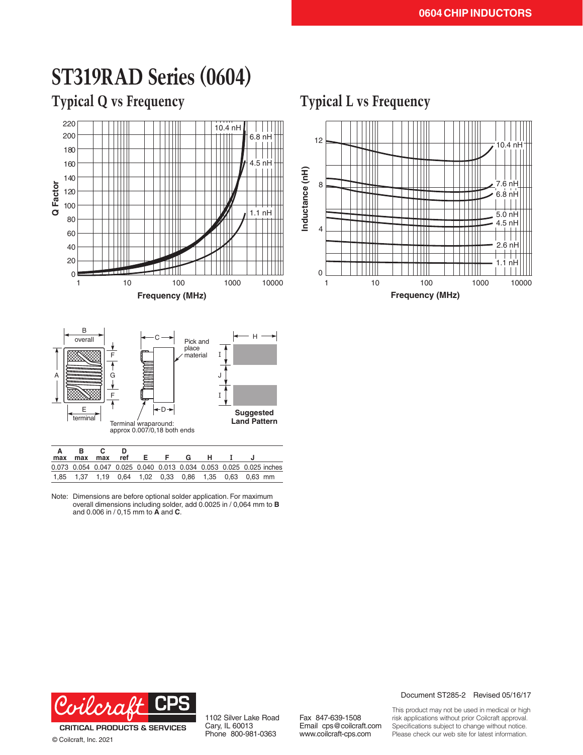# ST319RAD Series (0604)

## Typical Q vs Frequency

Q Factor

220
200
180
160
140
120
100
80
60
40
20
0

1 10 100 1000 10000

Frequency (MHz)

10.4 nH
6.8 nH
4.5 nH
1.1 nH

## Typical L vs Frequency

Inductance (nH)

12
8
4
0

1 10 100 1000 10000

Frequency (MHz)

10.4 nH
7.6 nH
6.8 nH
5.0 nH
4.5 nH
2.6 nH
1.1 nH

B overall

A

F
G
F

E terminal

C

Pick and place material

D

Terminal wraparound: approx 0.007/0,18 both ends

H

I
J
I

**Suggested Land Pattern**

| A max | B max | C max | D ref | E | F | G | H | I | J | |
|---|---|---|---|---|---|---|---|---|---|---|
| 0.073 | 0.054 | 0.047 | 0.025 | 0.040 | 0.013 | 0.034 | 0.053 | 0.025 | 0.025 | inches |
| 1,85 | 1,37 | 1,19 | 0,64 | 1,02 | 0,33 | 0,86 | 1,35 | 0,63 | 0,63 | mm |

Note: Dimensions are before optional solder application. For maximum overall dimensions including solder, add 0.0025 in / 0,064 mm to **B** and 0.006 in / 0,15 mm to **A** and **C**.

Document ST285-2 Revised 05/16/17

Coilcraft CPS
CRITICAL PRODUCTS & SERVICES

© Coilcraft, Inc. 2021

1102 Silver Lake Road
Cary, IL 60013
Phone 800-981-0363

Fax 847-639-1508
Email cps@coilcraft.com
www.coilcraft-cps.com

This product may not be used in medical or high risk applications without prior Coilcraft approval. Specifications subject to change without notice. Please check our web site for latest information.